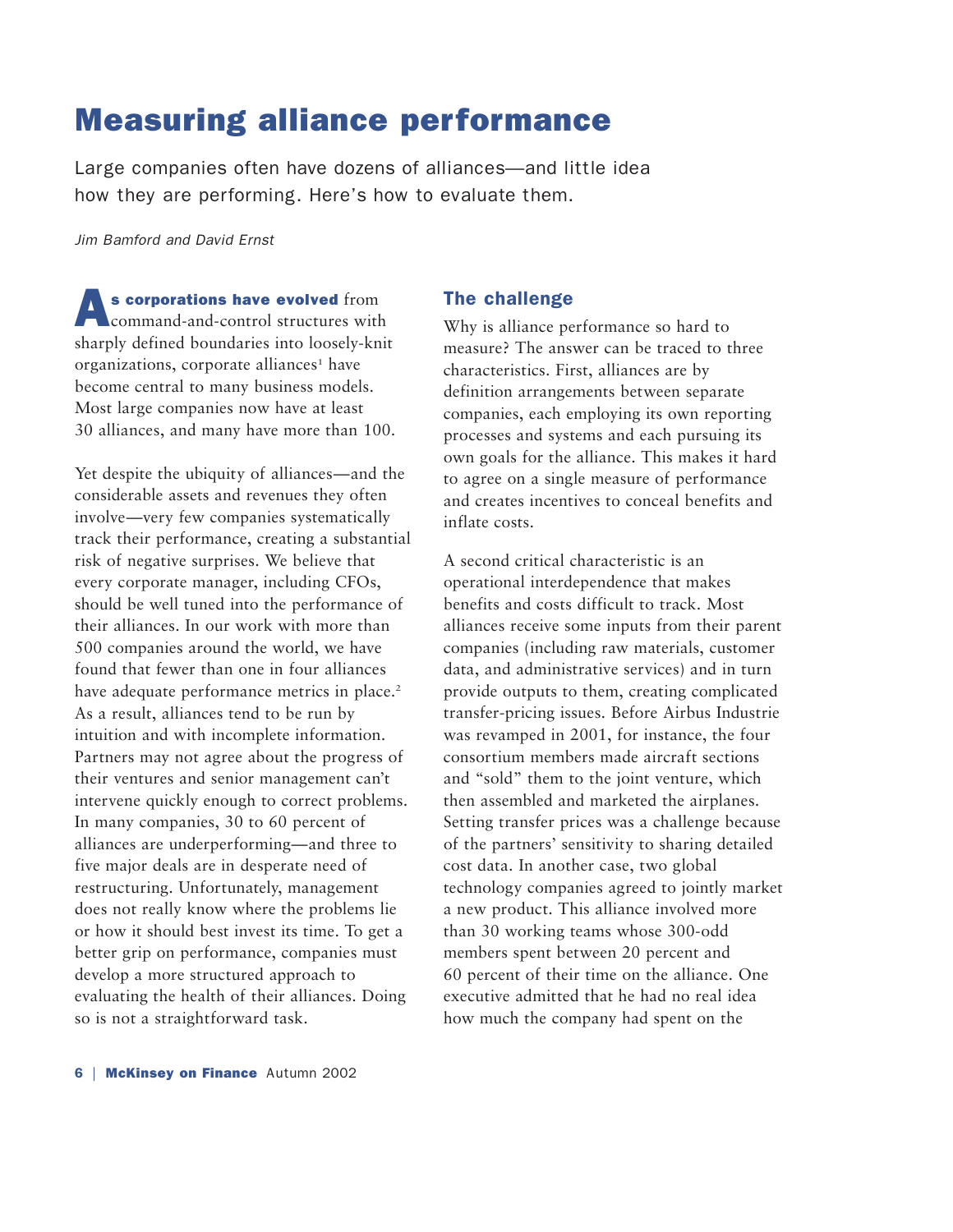# Measuring alliance performance

Large companies often have dozens of alliances—and little idea how they are performing. Here's how to evaluate them.

*Jim Bamford and David Ernst*

**As corporations have evolved** from command-and-control structures with sharply defined boundaries into loosely-knit organizations, corporate alliances[1] have become central to many business models. Most large companies now have at least 30 alliances, and many have more than 100.

Yet despite the ubiquity of alliances—and the considerable assets and revenues they often involve—very few companies systematically track their performance, creating a substantial risk of negative surprises. We believe that every corporate manager, including CFOs, should be well tuned into the performance of their alliances. In our work with more than 500 companies around the world, we have found that fewer than one in four alliances have adequate performance metrics in place.[2] As a result, alliances tend to be run by intuition and with incomplete information. Partners may not agree about the progress of their ventures and senior management can't intervene quickly enough to correct problems. In many companies, 30 to 60 percent of alliances are underperforming—and three to five major deals are in desperate need of restructuring. Unfortunately, management does not really know where the problems lie or how it should best invest its time. To get a better grip on performance, companies must develop a more structured approach to evaluating the health of their alliances. Doing so is not a straightforward task.

## The challenge

Why is alliance performance so hard to measure? The answer can be traced to three characteristics. First, alliances are by definition arrangements between separate companies, each employing its own reporting processes and systems and each pursuing its own goals for the alliance. This makes it hard to agree on a single measure of performance and creates incentives to conceal benefits and inflate costs.

A second critical characteristic is an operational interdependence that makes benefits and costs difficult to track. Most alliances receive some inputs from their parent companies (including raw materials, customer data, and administrative services) and in turn provide outputs to them, creating complicated transfer-pricing issues. Before Airbus Industrie was revamped in 2001, for instance, the four consortium members made aircraft sections and "sold" them to the joint venture, which then assembled and marketed the airplanes. Setting transfer prices was a challenge because of the partners' sensitivity to sharing detailed cost data. In another case, two global technology companies agreed to jointly market a new product. This alliance involved more than 30 working teams whose 300-odd members spent between 20 percent and 60 percent of their time on the alliance. One executive admitted that he had no real idea how much the company had spent on the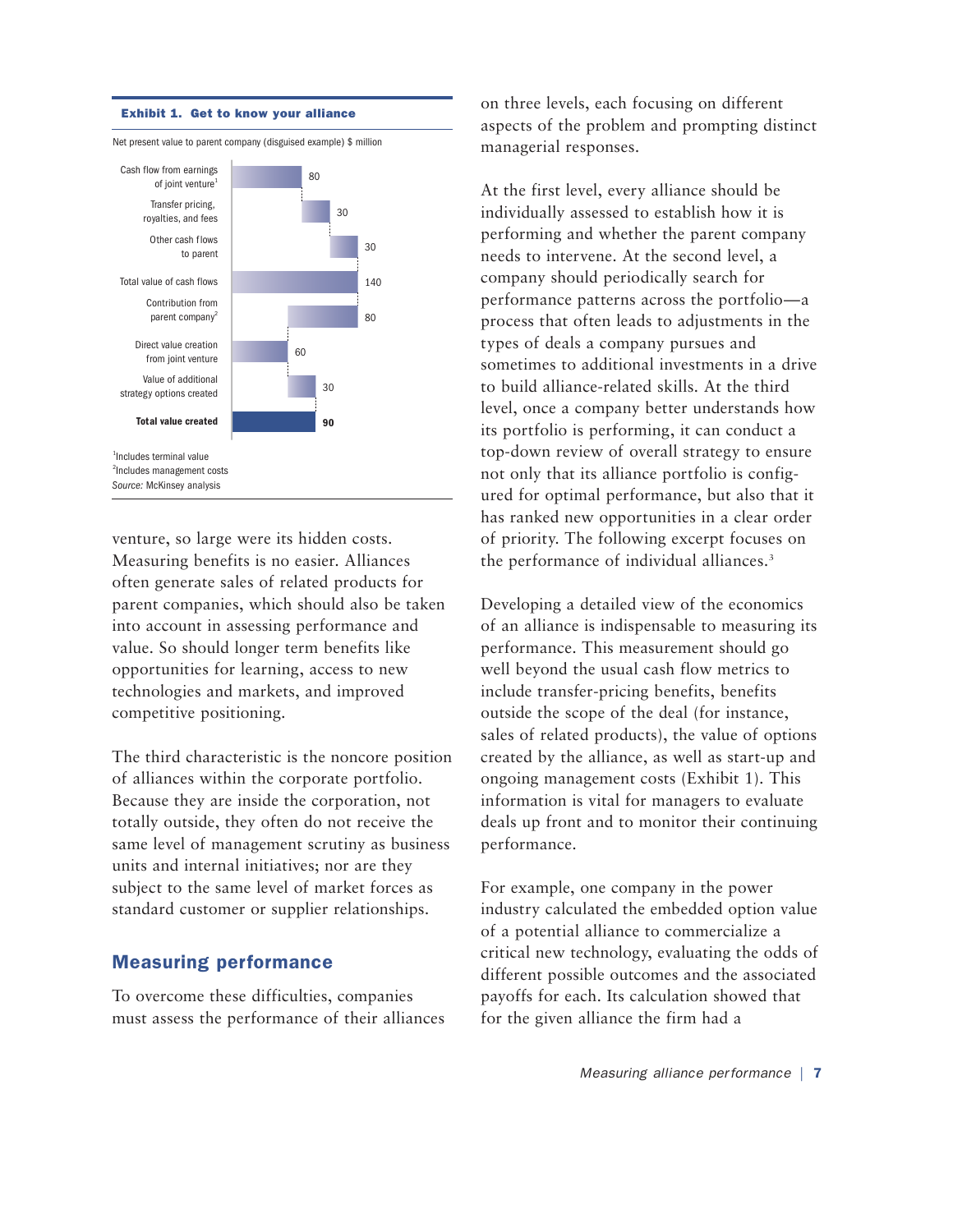**Exhibit 1. Get to know your alliance**

Net present value to parent company (disguised example) $ million

| Item | $ million |
|---|---|
| Cash flow from earnings of joint venture[1] | 80 |
| Transfer pricing, royalties, and fees | 30 |
| Other cash flows to parent | 30 |
| Total value of cash flows | 140 |
| Contribution from parent company[2] | 80 |
| Direct value creation from joint venture | 60 |
| Value of additional strategy options created | 30 |
| **Total value created** | **90** |

[1]Includes terminal value
[2]Includes management costs
*Source:* McKinsey analysis

venture, so large were its hidden costs. Measuring benefits is no easier. Alliances often generate sales of related products for parent companies, which should also be taken into account in assessing performance and value. So should longer term benefits like opportunities for learning, access to new technologies and markets, and improved competitive positioning.

The third characteristic is the noncore position of alliances within the corporate portfolio. Because they are inside the corporation, not totally outside, they often do not receive the same level of management scrutiny as business units and internal initiatives; nor are they subject to the same level of market forces as standard customer or supplier relationships.

## Measuring performance

To overcome these difficulties, companies must assess the performance of their alliances on three levels, each focusing on different aspects of the problem and prompting distinct managerial responses.

At the first level, every alliance should be individually assessed to establish how it is performing and whether the parent company needs to intervene. At the second level, a company should periodically search for performance patterns across the portfolio—a process that often leads to adjustments in the types of deals a company pursues and sometimes to additional investments in a drive to build alliance-related skills. At the third level, once a company better understands how its portfolio is performing, it can conduct a top-down review of overall strategy to ensure not only that its alliance portfolio is configured for optimal performance, but also that it has ranked new opportunities in a clear order of priority. The following excerpt focuses on the performance of individual alliances.[3]

Developing a detailed view of the economics of an alliance is indispensable to measuring its performance. This measurement should go well beyond the usual cash flow metrics to include transfer-pricing benefits, benefits outside the scope of the deal (for instance, sales of related products), the value of options created by the alliance, as well as start-up and ongoing management costs (Exhibit 1). This information is vital for managers to evaluate deals up front and to monitor their continuing performance.

For example, one company in the power industry calculated the embedded option value of a potential alliance to commercialize a critical new technology, evaluating the odds of different possible outcomes and the associated payoffs for each. Its calculation showed that for the given alliance the firm had a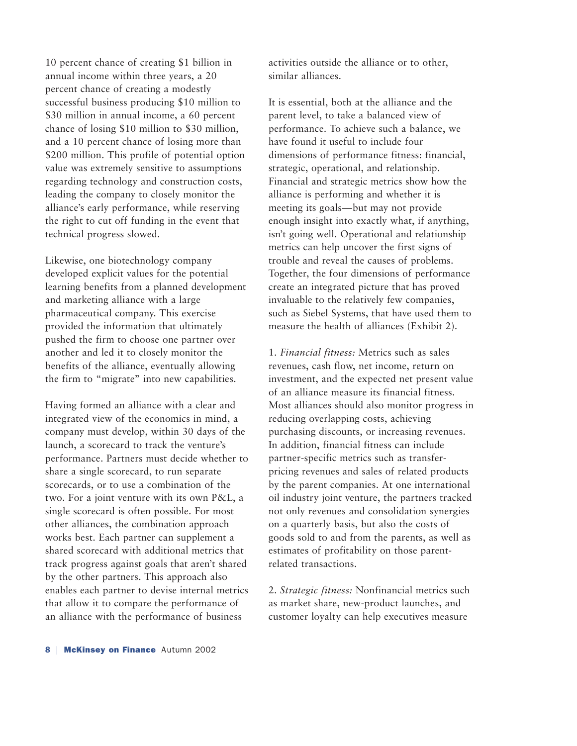10 percent chance of creating $1 billion in annual income within three years, a 20 percent chance of creating a modestly successful business producing $10 million to $30 million in annual income, a 60 percent chance of losing $10 million to $30 million, and a 10 percent chance of losing more than $200 million. This profile of potential option value was extremely sensitive to assumptions regarding technology and construction costs, leading the company to closely monitor the alliance's early performance, while reserving the right to cut off funding in the event that technical progress slowed.

Likewise, one biotechnology company developed explicit values for the potential learning benefits from a planned development and marketing alliance with a large pharmaceutical company. This exercise provided the information that ultimately pushed the firm to choose one partner over another and led it to closely monitor the benefits of the alliance, eventually allowing the firm to "migrate" into new capabilities.

Having formed an alliance with a clear and integrated view of the economics in mind, a company must develop, within 30 days of the launch, a scorecard to track the venture's performance. Partners must decide whether to share a single scorecard, to run separate scorecards, or to use a combination of the two. For a joint venture with its own P&L, a single scorecard is often possible. For most other alliances, the combination approach works best. Each partner can supplement a shared scorecard with additional metrics that track progress against goals that aren't shared by the other partners. This approach also enables each partner to devise internal metrics that allow it to compare the performance of an alliance with the performance of business activities outside the alliance or to other, similar alliances.

It is essential, both at the alliance and the parent level, to take a balanced view of performance. To achieve such a balance, we have found it useful to include four dimensions of performance fitness: financial, strategic, operational, and relationship. Financial and strategic metrics show how the alliance is performing and whether it is meeting its goals—but may not provide enough insight into exactly what, if anything, isn't going well. Operational and relationship metrics can help uncover the first signs of trouble and reveal the causes of problems. Together, the four dimensions of performance create an integrated picture that has proved invaluable to the relatively few companies, such as Siebel Systems, that have used them to measure the health of alliances (Exhibit 2).

1. *Financial fitness:* Metrics such as sales revenues, cash flow, net income, return on investment, and the expected net present value of an alliance measure its financial fitness. Most alliances should also monitor progress in reducing overlapping costs, achieving purchasing discounts, or increasing revenues. In addition, financial fitness can include partner-specific metrics such as transfer-pricing revenues and sales of related products by the parent companies. At one international oil industry joint venture, the partners tracked not only revenues and consolidation synergies on a quarterly basis, but also the costs of goods sold to and from the parents, as well as estimates of profitability on those parent-related transactions.

2. *Strategic fitness:* Nonfinancial metrics such as market share, new-product launches, and customer loyalty can help executives measure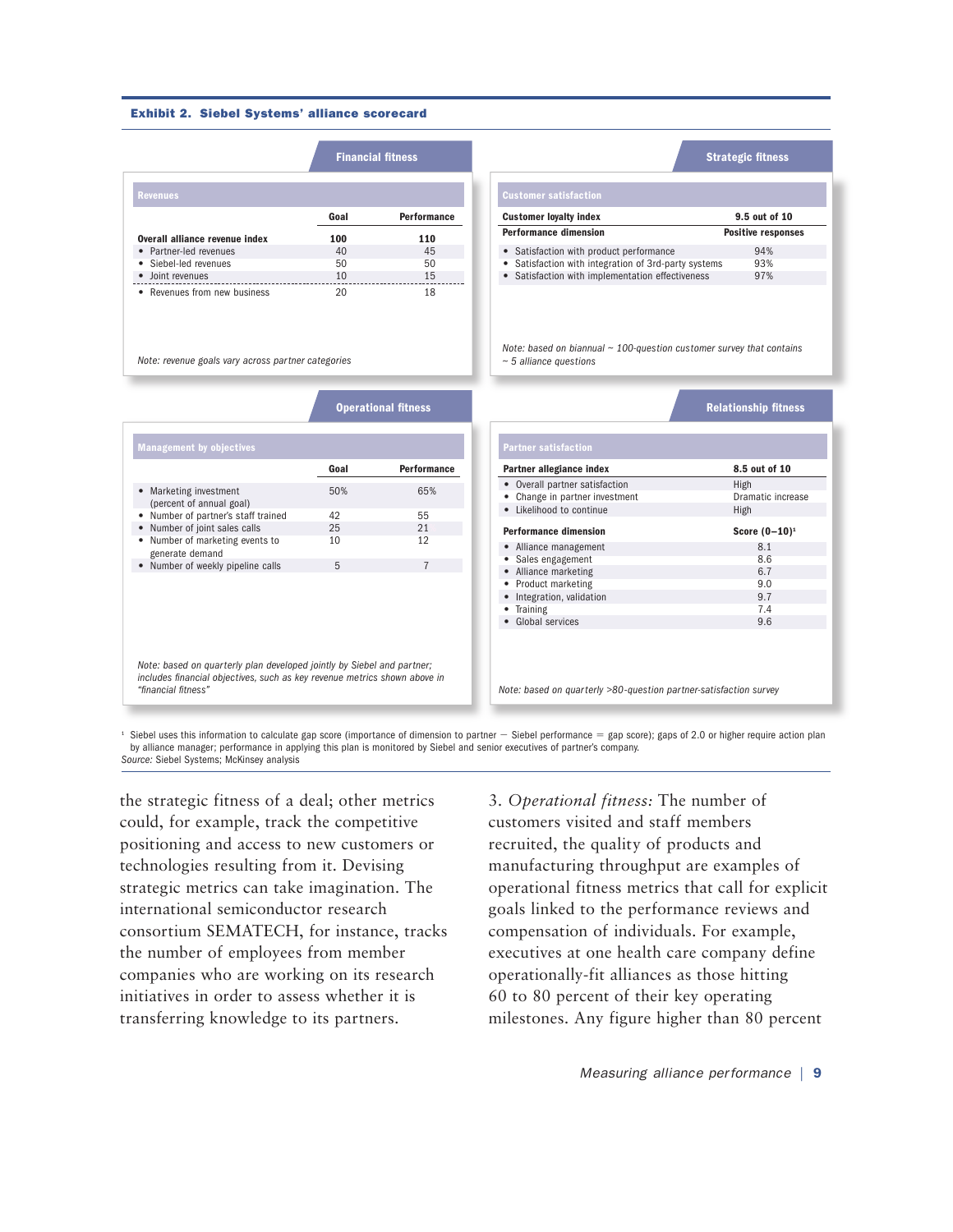**Exhibit 2. Siebel Systems' alliance scorecard**

### Financial fitness

**Revenues**

| | Goal | Performance |
|---|---|---|
| **Overall alliance revenue index** | **100** | **110** |
| • Partner-led revenues | 40 | 45 |
| • Siebel-led revenues | 50 | 50 |
| • Joint revenues | 10 | 15 |
| • Revenues from new business | 20 | 18 |

*Note: revenue goals vary across partner categories*

### Strategic fitness

**Customer satisfaction**

| Customer loyalty index | 9.5 out of 10 |
|---|---|
| **Performance dimension** | **Positive responses** |
| • Satisfaction with product performance | 94% |
| • Satisfaction with integration of 3rd-party systems | 93% |
| • Satisfaction with implementation effectiveness | 97% |

*Note: based on biannual ~ 100-question customer survey that contains ~ 5 alliance questions*

### Operational fitness

**Management by objectives**

| | Goal | Performance |
|---|---|---|
| • Marketing investment (percent of annual goal) | 50% | 65% |
| • Number of partner's staff trained | 42 | 55 |
| • Number of joint sales calls | 25 | 21 |
| • Number of marketing events to generate demand | 10 | 12 |
| • Number of weekly pipeline calls | 5 | 7 |

*Note: based on quarterly plan developed jointly by Siebel and partner; includes financial objectives, such as key revenue metrics shown above in "financial fitness"*

### Relationship fitness

**Partner satisfaction**

| Partner allegiance index | 8.5 out of 10 |
|---|---|
| • Overall partner satisfaction | High |
| • Change in partner investment | Dramatic increase |
| • Likelihood to continue | High |
| **Performance dimension** | **Score (0–10)[1]** |
| • Alliance management | 8.1 |
| • Sales engagement | 8.6 |
| • Alliance marketing | 6.7 |
| • Product marketing | 9.0 |
| • Integration, validation | 9.7 |
| • Training | 7.4 |
| • Global services | 9.6 |

*Note: based on quarterly >80-question partner-satisfaction survey*

[1] Siebel uses this information to calculate gap score (importance of dimension to partner – Siebel performance = gap score); gaps of 2.0 or higher require action plan by alliance manager; performance in applying this plan is monitored by Siebel and senior executives of partner's company.

*Source:* Siebel Systems; McKinsey analysis

the strategic fitness of a deal; other metrics could, for example, track the competitive positioning and access to new customers or technologies resulting from it. Devising strategic metrics can take imagination. The international semiconductor research consortium SEMATECH, for instance, tracks the number of employees from member companies who are working on its research initiatives in order to assess whether it is transferring knowledge to its partners.

3. *Operational fitness:* The number of customers visited and staff members recruited, the quality of products and manufacturing throughput are examples of operational fitness metrics that call for explicit goals linked to the performance reviews and compensation of individuals. For example, executives at one health care company define operationally-fit alliances as those hitting 60 to 80 percent of their key operating milestones. Any figure higher than 80 percent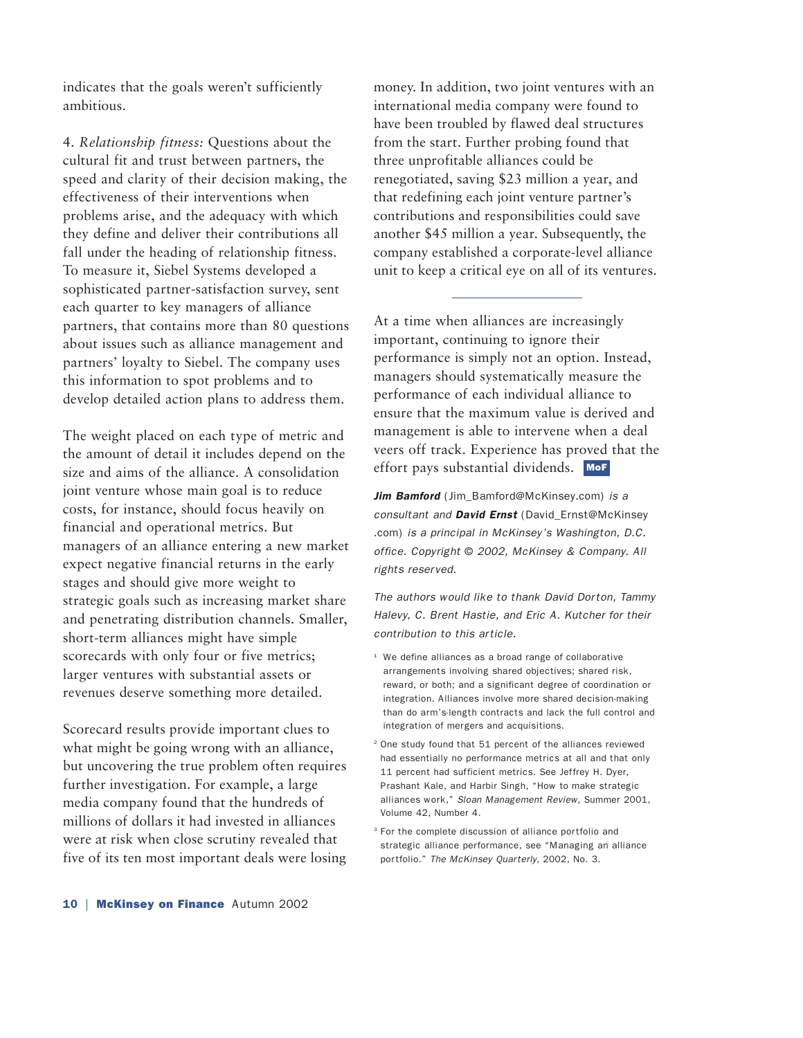indicates that the goals weren't sufficiently ambitious.

4. *Relationship fitness:* Questions about the cultural fit and trust between partners, the speed and clarity of their decision making, the effectiveness of their interventions when problems arise, and the adequacy with which they define and deliver their contributions all fall under the heading of relationship fitness. To measure it, Siebel Systems developed a sophisticated partner-satisfaction survey, sent each quarter to key managers of alliance partners, that contains more than 80 questions about issues such as alliance management and partners' loyalty to Siebel. The company uses this information to spot problems and to develop detailed action plans to address them.

The weight placed on each type of metric and the amount of detail it includes depend on the size and aims of the alliance. A consolidation joint venture whose main goal is to reduce costs, for instance, should focus heavily on financial and operational metrics. But managers of an alliance entering a new market expect negative financial returns in the early stages and should give more weight to strategic goals such as increasing market share and penetrating distribution channels. Smaller, short-term alliances might have simple scorecards with only four or five metrics; larger ventures with substantial assets or revenues deserve something more detailed.

Scorecard results provide important clues to what might be going wrong with an alliance, but uncovering the true problem often requires further investigation. For example, a large media company found that the hundreds of millions of dollars it had invested in alliances were at risk when close scrutiny revealed that five of its ten most important deals were losing money. In addition, two joint ventures with an international media company were found to have been troubled by flawed deal structures from the start. Further probing found that three unprofitable alliances could be renegotiated, saving $23 million a year, and that redefining each joint venture partner's contributions and responsibilities could save another $45 million a year. Subsequently, the company established a corporate-level alliance unit to keep a critical eye on all of its ventures.

---

At a time when alliances are increasingly important, continuing to ignore their performance is simply not an option. Instead, managers should systematically measure the performance of each individual alliance to ensure that the maximum value is derived and management is able to intervene when a deal veers off track. Experience has proved that the effort pays substantial dividends. **MoF**

***Jim Bamford*** (Jim_Bamford@McKinsey.com) *is a consultant and* ***David Ernst*** (David_Ernst@McKinsey.com) *is a principal in McKinsey's Washington, D.C. office. Copyright © 2002, McKinsey & Company. All rights reserved.*

*The authors would like to thank David Dorton, Tammy Halevy, C. Brent Hastie, and Eric A. Kutcher for their contribution to this article.*

[1] We define alliances as a broad range of collaborative arrangements involving shared objectives; shared risk, reward, or both; and a significant degree of coordination or integration. Alliances involve more shared decision-making than do arm's-length contracts and lack the full control and integration of mergers and acquisitions.

[2] One study found that 51 percent of the alliances reviewed had essentially no performance metrics at all and that only 11 percent had sufficient metrics. See Jeffrey H. Dyer, Prashant Kale, and Harbir Singh, "How to make strategic alliances work," *Sloan Management Review*, Summer 2001, Volume 42, Number 4.

[3] For the complete discussion of alliance portfolio and strategic alliance performance, see "Managing an alliance portfolio." *The McKinsey Quarterly*, 2002, No. 3.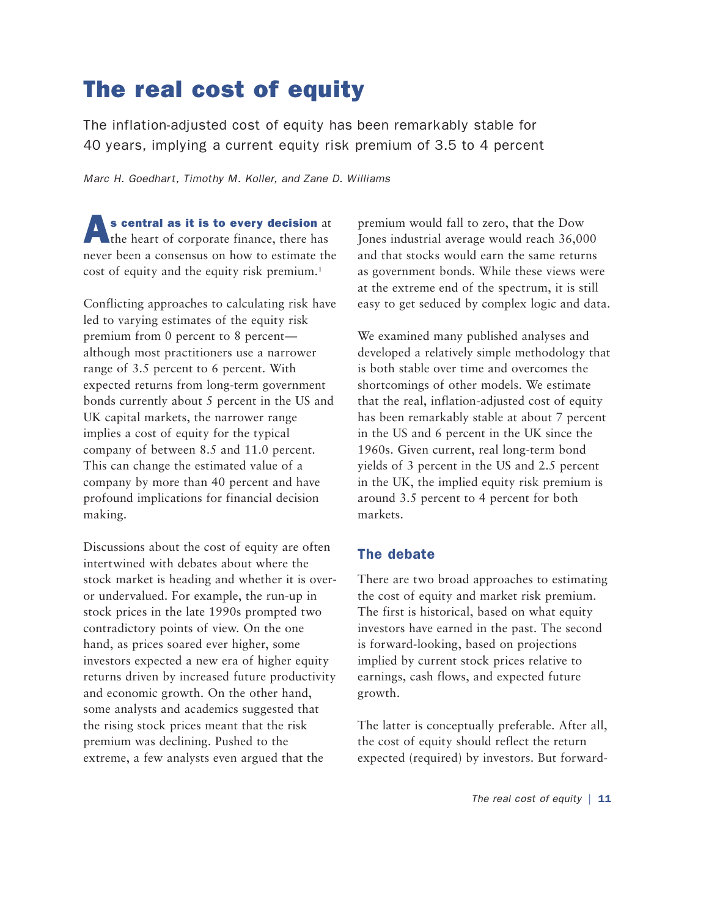# The real cost of equity

The inflation-adjusted cost of equity has been remarkably stable for 40 years, implying a current equity risk premium of 3.5 to 4 percent

*Marc H. Goedhart, Timothy M. Koller, and Zane D. Williams*

**As central as it is to every decision** at the heart of corporate finance, there has never been a consensus on how to estimate the cost of equity and the equity risk premium.[1]

Conflicting approaches to calculating risk have led to varying estimates of the equity risk premium from 0 percent to 8 percent—although most practitioners use a narrower range of 3.5 percent to 6 percent. With expected returns from long-term government bonds currently about 5 percent in the US and UK capital markets, the narrower range implies a cost of equity for the typical company of between 8.5 and 11.0 percent. This can change the estimated value of a company by more than 40 percent and have profound implications for financial decision making.

Discussions about the cost of equity are often intertwined with debates about where the stock market is heading and whether it is over- or undervalued. For example, the run-up in stock prices in the late 1990s prompted two contradictory points of view. On the one hand, as prices soared ever higher, some investors expected a new era of higher equity returns driven by increased future productivity and economic growth. On the other hand, some analysts and academics suggested that the rising stock prices meant that the risk premium was declining. Pushed to the extreme, a few analysts even argued that the premium would fall to zero, that the Dow Jones industrial average would reach 36,000 and that stocks would earn the same returns as government bonds. While these views were at the extreme end of the spectrum, it is still easy to get seduced by complex logic and data.

We examined many published analyses and developed a relatively simple methodology that is both stable over time and overcomes the shortcomings of other models. We estimate that the real, inflation-adjusted cost of equity has been remarkably stable at about 7 percent in the US and 6 percent in the UK since the 1960s. Given current, real long-term bond yields of 3 percent in the US and 2.5 percent in the UK, the implied equity risk premium is around 3.5 percent to 4 percent for both markets.

## The debate

There are two broad approaches to estimating the cost of equity and market risk premium. The first is historical, based on what equity investors have earned in the past. The second is forward-looking, based on projections implied by current stock prices relative to earnings, cash flows, and expected future growth.

The latter is conceptually preferable. After all, the cost of equity should reflect the return expected (required) by investors. But forward-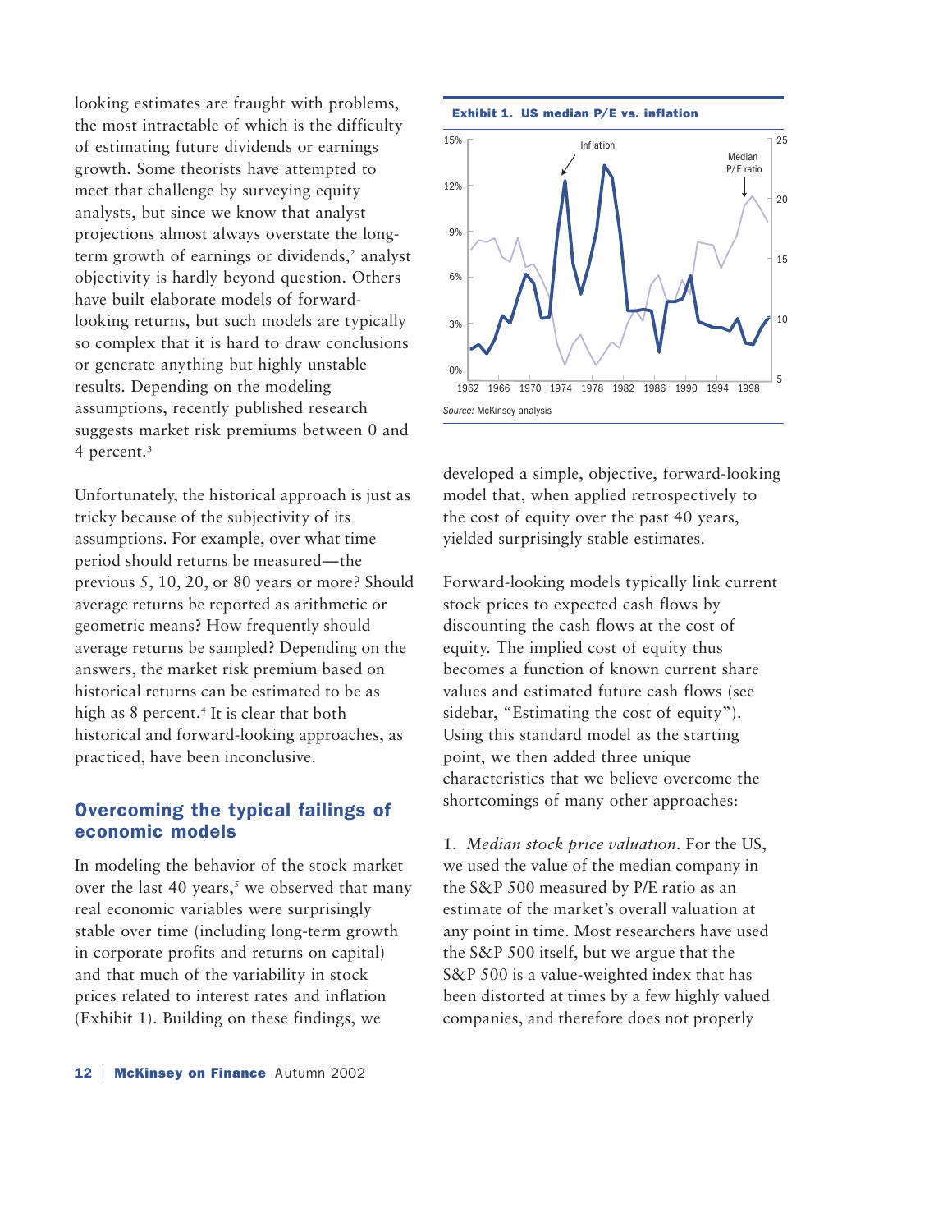looking estimates are fraught with problems, the most intractable of which is the difficulty of estimating future dividends or earnings growth. Some theorists have attempted to meet that challenge by surveying equity analysts, but since we know that analyst projections almost always overstate the long-term growth of earnings or dividends,[2] analyst objectivity is hardly beyond question. Others have built elaborate models of forward-looking returns, but such models are typically so complex that it is hard to draw conclusions or generate anything but highly unstable results. Depending on the modeling assumptions, recently published research suggests market risk premiums between 0 and 4 percent.[3]

Unfortunately, the historical approach is just as tricky because of the subjectivity of its assumptions. For example, over what time period should returns be measured—the previous 5, 10, 20, or 80 years or more? Should average returns be reported as arithmetic or geometric means? How frequently should average returns be sampled? Depending on the answers, the market risk premium based on historical returns can be estimated to be as high as 8 percent.[4] It is clear that both historical and forward-looking approaches, as practiced, have been inconclusive.

## Overcoming the typical failings of economic models

In modeling the behavior of the stock market over the last 40 years,[5] we observed that many real economic variables were surprisingly stable over time (including long-term growth in corporate profits and returns on capital) and that much of the variability in stock prices related to interest rates and inflation (Exhibit 1). Building on these findings, we developed a simple, objective, forward-looking model that, when applied retrospectively to the cost of equity over the past 40 years, yielded surprisingly stable estimates.

**Exhibit 1. US median P/E vs. inflation**

Source: McKinsey analysis

Forward-looking models typically link current stock prices to expected cash flows by discounting the cash flows at the cost of equity. The implied cost of equity thus becomes a function of known current share values and estimated future cash flows (see sidebar, "Estimating the cost of equity"). Using this standard model as the starting point, we then added three unique characteristics that we believe overcome the shortcomings of many other approaches:

1. *Median stock price valuation.* For the US, we used the value of the median company in the S&P 500 measured by P/E ratio as an estimate of the market's overall valuation at any point in time. Most researchers have used the S&P 500 itself, but we argue that the S&P 500 is a value-weighted index that has been distorted at times by a few highly valued companies, and therefore does not properly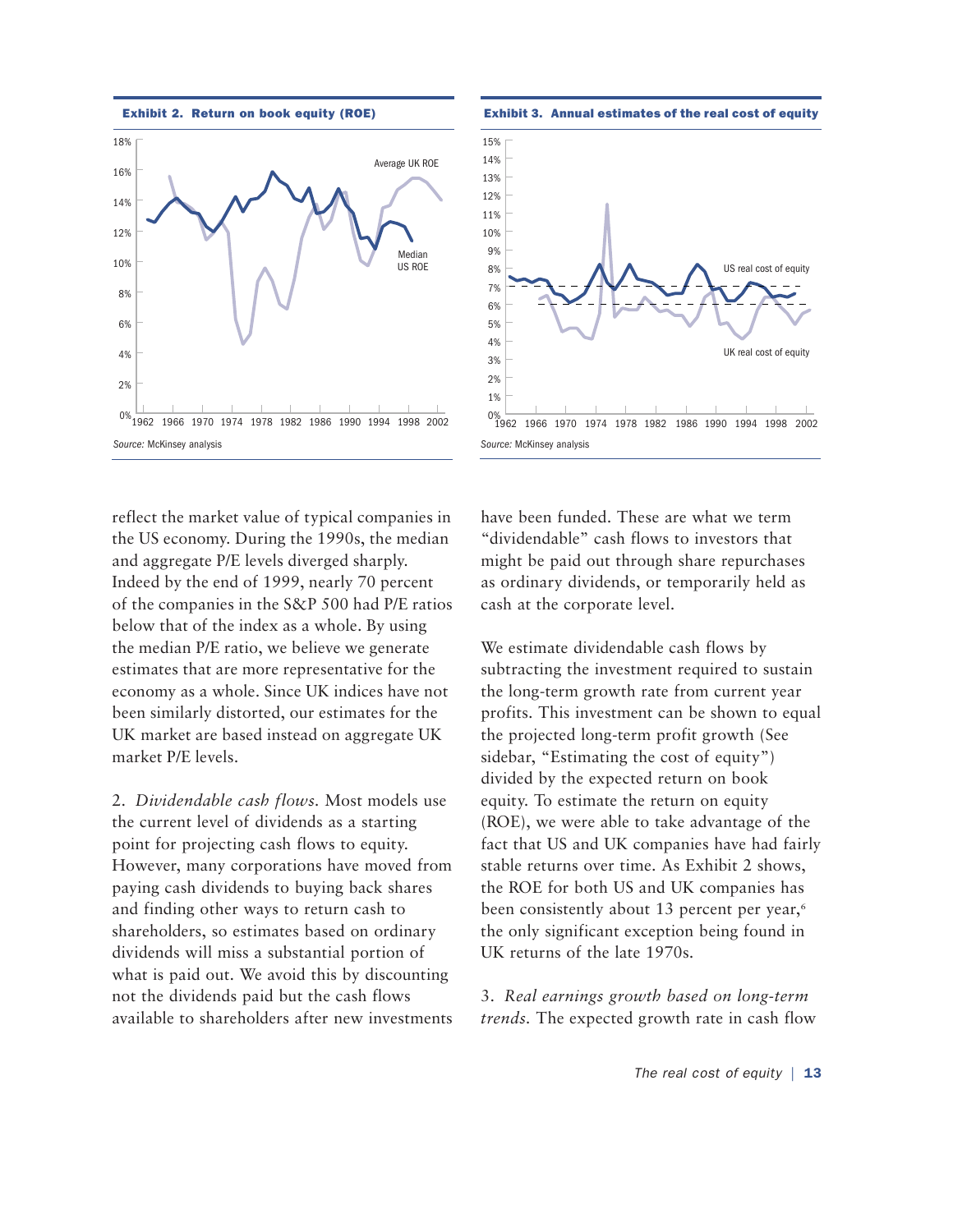**Exhibit 2. Return on book equity (ROE)**

Source: McKinsey analysis

**Exhibit 3. Annual estimates of the real cost of equity**

Source: McKinsey analysis

reflect the market value of typical companies in the US economy. During the 1990s, the median and aggregate P/E levels diverged sharply. Indeed by the end of 1999, nearly 70 percent of the companies in the S&P 500 had P/E ratios below that of the index as a whole. By using the median P/E ratio, we believe we generate estimates that are more representative for the economy as a whole. Since UK indices have not been similarly distorted, our estimates for the UK market are based instead on aggregate UK market P/E levels.

2. *Dividendable cash flows.* Most models use the current level of dividends as a starting point for projecting cash flows to equity. However, many corporations have moved from paying cash dividends to buying back shares and finding other ways to return cash to shareholders, so estimates based on ordinary dividends will miss a substantial portion of what is paid out. We avoid this by discounting not the dividends paid but the cash flows available to shareholders after new investments have been funded. These are what we term "dividendable" cash flows to investors that might be paid out through share repurchases as ordinary dividends, or temporarily held as cash at the corporate level.

We estimate dividendable cash flows by subtracting the investment required to sustain the long-term growth rate from current year profits. This investment can be shown to equal the projected long-term profit growth (See sidebar, "Estimating the cost of equity") divided by the expected return on book equity. To estimate the return on equity (ROE), we were able to take advantage of the fact that US and UK companies have had fairly stable returns over time. As Exhibit 2 shows, the ROE for both US and UK companies has been consistently about 13 percent per year,[6] the only significant exception being found in UK returns of the late 1970s.

3. *Real earnings growth based on long-term trends.* The expected growth rate in cash flow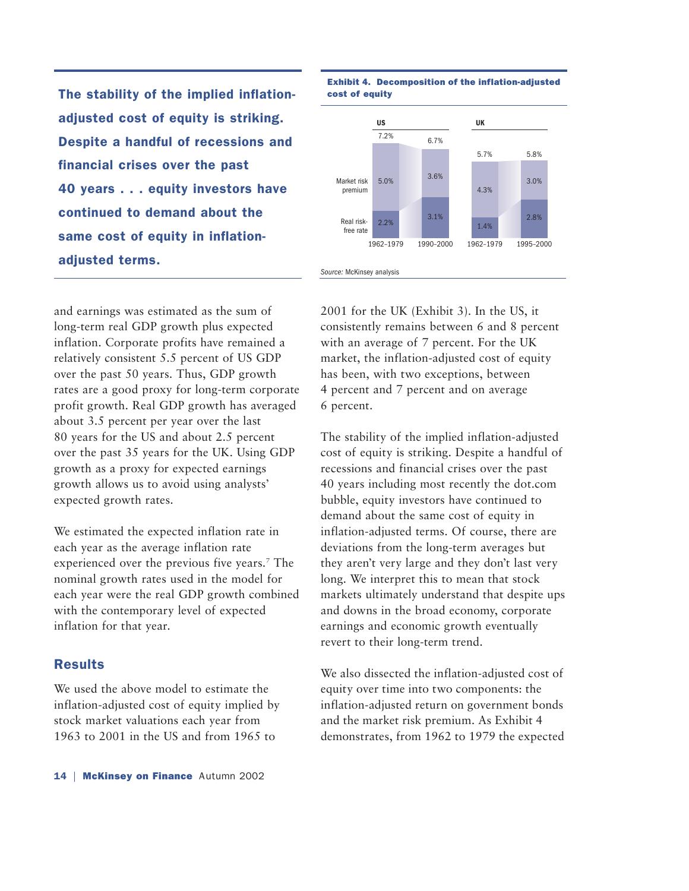**The stability of the implied inflation-adjusted cost of equity is striking. Despite a handful of recessions and financial crises over the past 40 years . . . equity investors have continued to demand about the same cost of equity in inflation-adjusted terms.**

**Exhibit 4. Decomposition of the inflation-adjusted cost of equity**

| | US 1962–1979 | US 1990–2000 | UK 1962–1979 | UK 1995–2000 |
|---|---|---|---|---|
| Total | 7.2% | 6.7% | 5.7% | 5.8% |
| Market risk premium | 5.0% | 3.6% | 4.3% | 3.0% |
| Real risk-free rate | 2.2% | 3.1% | 1.4% | 2.8% |

*Source:* McKinsey analysis

and earnings was estimated as the sum of long-term real GDP growth plus expected inflation. Corporate profits have remained a relatively consistent 5.5 percent of US GDP over the past 50 years. Thus, GDP growth rates are a good proxy for long-term corporate profit growth. Real GDP growth has averaged about 3.5 percent per year over the last 80 years for the US and about 2.5 percent over the past 35 years for the UK. Using GDP growth as a proxy for expected earnings growth allows us to avoid using analysts' expected growth rates.

We estimated the expected inflation rate in each year as the average inflation rate experienced over the previous five years.[7] The nominal growth rates used in the model for each year were the real GDP growth combined with the contemporary level of expected inflation for that year.

## Results

We used the above model to estimate the inflation-adjusted cost of equity implied by stock market valuations each year from 1963 to 2001 in the US and from 1965 to 2001 for the UK (Exhibit 3). In the US, it consistently remains between 6 and 8 percent with an average of 7 percent. For the UK market, the inflation-adjusted cost of equity has been, with two exceptions, between 4 percent and 7 percent and on average 6 percent.

The stability of the implied inflation-adjusted cost of equity is striking. Despite a handful of recessions and financial crises over the past 40 years including most recently the dot.com bubble, equity investors have continued to demand about the same cost of equity in inflation-adjusted terms. Of course, there are deviations from the long-term averages but they aren't very large and they don't last very long. We interpret this to mean that stock markets ultimately understand that despite ups and downs in the broad economy, corporate earnings and economic growth eventually revert to their long-term trend.

We also dissected the inflation-adjusted cost of equity over time into two components: the inflation-adjusted return on government bonds and the market risk premium. As Exhibit 4 demonstrates, from 1962 to 1979 the expected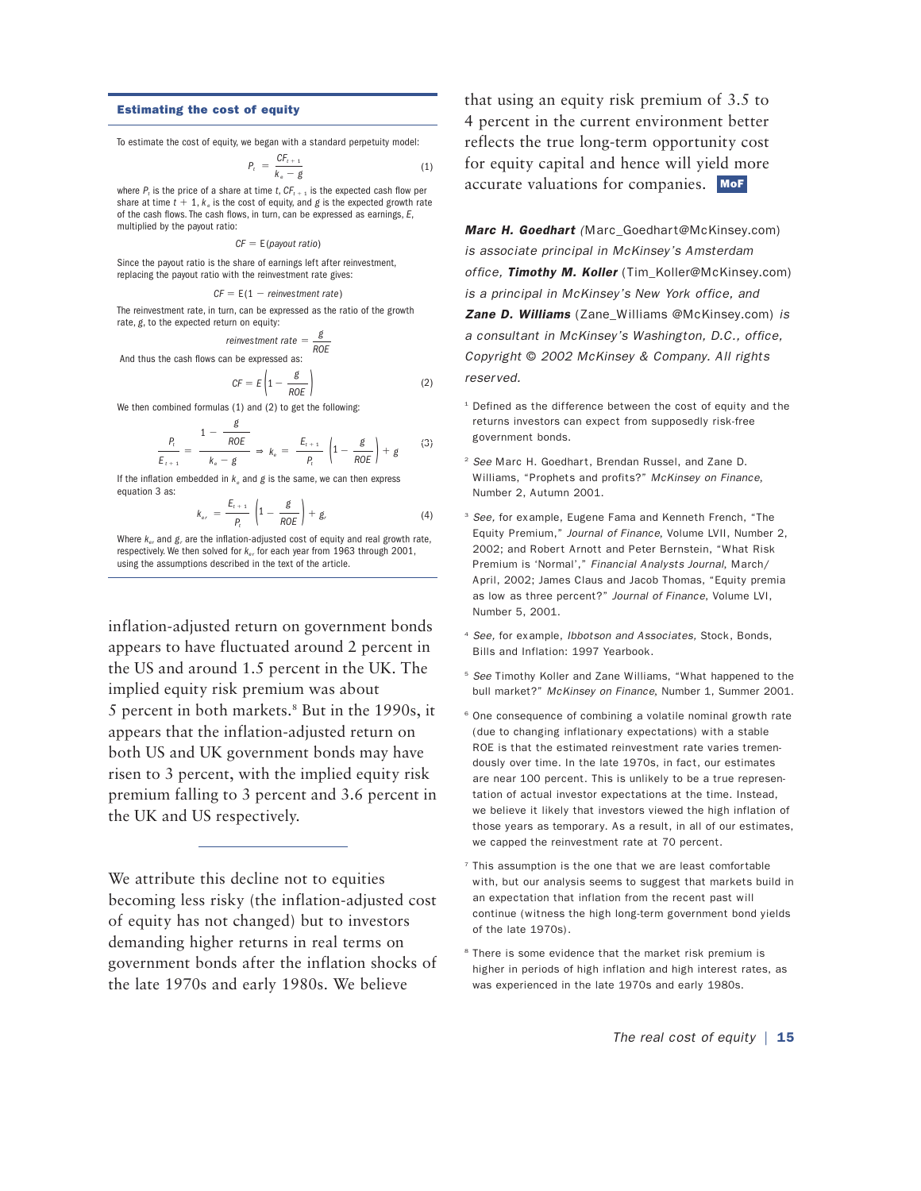### Estimating the cost of equity

To estimate the cost of equity, we began with a standard perpetuity model:

$$P_t = \frac{CF_{t+1}}{k_e - g} \qquad (1)$$

where $P_t$ is the price of a share at time $t$, $CF_{t+1}$ is the expected cash flow per share at time $t + 1$, $k_e$ is the cost of equity, and $g$ is the expected growth rate of the cash flows. The cash flows, in turn, can be expressed as earnings, $E$, multiplied by the payout ratio:

$$CF = E(\textit{payout ratio})$$

Since the payout ratio is the share of earnings left after reinvestment, replacing the payout ratio with the reinvestment rate gives:

$$CF = E(1 - \textit{reinvestment rate})$$

The reinvestment rate, in turn, can be expressed as the ratio of the growth rate, $g$, to the expected return on equity:

$$\textit{reinvestment rate} = \frac{g}{ROE}$$

And thus the cash flows can be expressed as:

$$CF = E\left(1 - \frac{g}{ROE}\right) \qquad (2)$$

We then combined formulas (1) and (2) to get the following:

$$\frac{P_t}{E_{t+1}} = \frac{1 - \dfrac{g}{ROE}}{k_e - g} \Rightarrow k_e = \frac{E_{t+1}}{P_t}\left(1 - \frac{g}{ROE}\right) + g \qquad (3)$$

If the inflation embedded in $k_e$ and $g$ is the same, we can then express equation 3 as:

$$k_{er} = \frac{E_{t+1}}{P_t}\left(1 - \frac{g}{ROE}\right) + g_r \qquad (4)$$

Where $k_{er}$ and $g_r$ are the inflation-adjusted cost of equity and real growth rate, respectively. We then solved for $k_{er}$ for each year from 1963 through 2001, using the assumptions described in the text of the article.

inflation-adjusted return on government bonds appears to have fluctuated around 2 percent in the US and around 1.5 percent in the UK. The implied equity risk premium was about 5 percent in both markets.[8] But in the 1990s, it appears that the inflation-adjusted return on both US and UK government bonds may have risen to 3 percent, with the implied equity risk premium falling to 3 percent and 3.6 percent in the UK and US respectively.

---

We attribute this decline not to equities becoming less risky (the inflation-adjusted cost of equity has not changed) but to investors demanding higher returns in real terms on government bonds after the inflation shocks of the late 1970s and early 1980s. We believe that using an equity risk premium of 3.5 to 4 percent in the current environment better reflects the true long-term opportunity cost for equity capital and hence will yield more accurate valuations for companies. **MoF**

***Marc H. Goedhart*** *(Marc_Goedhart@McKinsey.com) is associate principal in McKinsey's Amsterdam office,* ***Timothy M. Koller*** *(Tim_Koller@McKinsey.com) is a principal in McKinsey's New York office, and* ***Zane D. Williams*** *(Zane_Williams @McKinsey.com) is a consultant in McKinsey's Washington, D.C., office. Copyright © 2002 McKinsey & Company. All rights reserved.*

[1] Defined as the difference between the cost of equity and the returns investors can expect from supposedly risk-free government bonds.

[2] *See* Marc H. Goedhart, Brendan Russel, and Zane D. Williams, "Prophets and profits?" *McKinsey on Finance*, Number 2, Autumn 2001.

[3] *See,* for example, Eugene Fama and Kenneth French, "The Equity Premium," *Journal of Finance,* Volume LVII, Number 2, 2002; and Robert Arnott and Peter Bernstein, "What Risk Premium is 'Normal'," *Financial Analysts Journal*, March/April, 2002; James Claus and Jacob Thomas, "Equity premia as low as three percent?" *Journal of Finance*, Volume LVI, Number 5, 2001.

[4] *See,* for example, *Ibbotson and Associates,* Stock, Bonds, Bills and Inflation: 1997 Yearbook.

[5] *See* Timothy Koller and Zane Williams, "What happened to the bull market?" *McKinsey on Finance*, Number 1, Summer 2001.

[6] One consequence of combining a volatile nominal growth rate (due to changing inflationary expectations) with a stable ROE is that the estimated reinvestment rate varies tremendously over time. In the late 1970s, in fact, our estimates are near 100 percent. This is unlikely to be a true representation of actual investor expectations at the time. Instead, we believe it likely that investors viewed the high inflation of those years as temporary. As a result, in all of our estimates, we capped the reinvestment rate at 70 percent.

[7] This assumption is the one that we are least comfortable with, but our analysis seems to suggest that markets build in an expectation that inflation from the recent past will continue (witness the high long-term government bond yields of the late 1970s).

[8] There is some evidence that the market risk premium is higher in periods of high inflation and high interest rates, as was experienced in the late 1970s and early 1980s.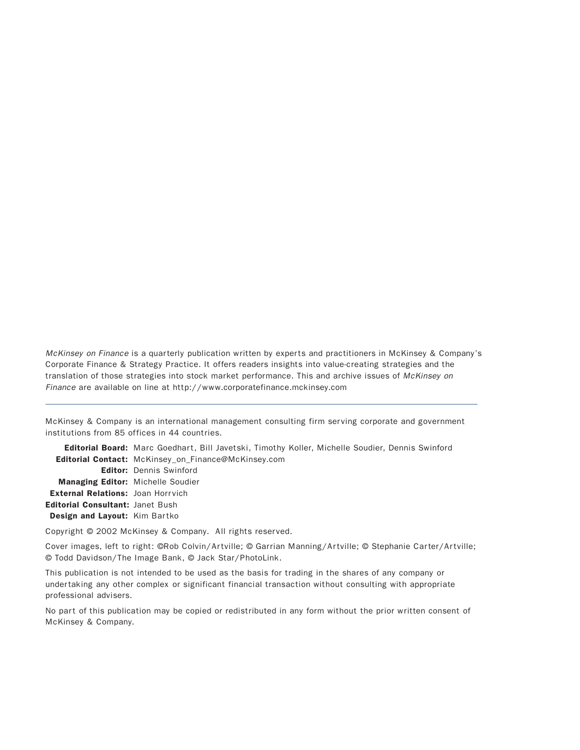*McKinsey on Finance* is a quarterly publication written by experts and practitioners in McKinsey & Company's Corporate Finance & Strategy Practice. It offers readers insights into value-creating strategies and the translation of those strategies into stock market performance. This and archive issues of *McKinsey on Finance* are available on line at http://www.corporatefinance.mckinsey.com

---

McKinsey & Company is an international management consulting firm serving corporate and government institutions from 85 offices in 44 countries.

**Editorial Board:** Marc Goedhart, Bill Javetski, Timothy Koller, Michelle Soudier, Dennis Swinford
**Editorial Contact:** McKinsey_on_Finance@McKinsey.com
**Editor:** Dennis Swinford
**Managing Editor:** Michelle Soudier
**External Relations:** Joan Horrvich
**Editorial Consultant:** Janet Bush
**Design and Layout:** Kim Bartko

Copyright © 2002 McKinsey & Company. All rights reserved.

Cover images, left to right: ©Rob Colvin/Artville; © Garrian Manning/Artville; © Stephanie Carter/Artville; © Todd Davidson/The Image Bank, © Jack Star/PhotoLink.

This publication is not intended to be used as the basis for trading in the shares of any company or undertaking any other complex or significant financial transaction without consulting with appropriate professional advisers.

No part of this publication may be copied or redistributed in any form without the prior written consent of McKinsey & Company.